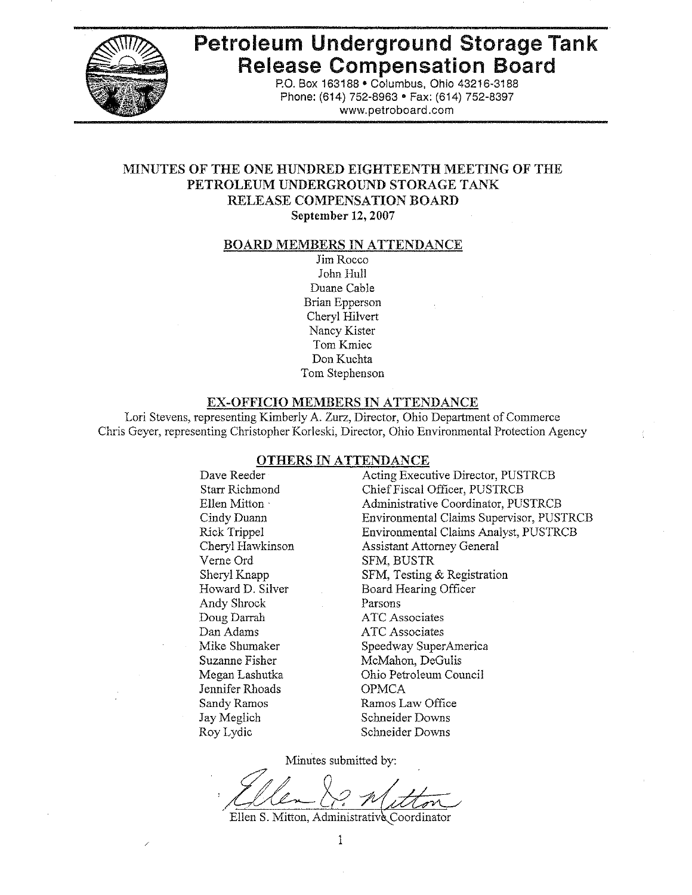# Petroleum Underground Storage Tank Release Compensation Board

P.O. Box 163188 • Columbus, Ohio 43216-3188
Phone: (614) 752-8963 • Fax: (614) 752-8397
www.petroboard.com

## MINUTES OF THE ONE HUNDRED EIGHTEENTH MEETING OF THE PETROLEUM UNDERGROUND STORAGE TANK RELEASE COMPENSATION BOARD

**September 12, 2007**

### BOARD MEMBERS IN ATTENDANCE

Jim Rocco
John Hull
Duane Cable
Brian Epperson
Cheryl Hilvert
Nancy Kister
Tom Kmiec
Don Kuchta
Tom Stephenson

### EX-OFFICIO MEMBERS IN ATTENDANCE

Lori Stevens, representing Kimberly A. Zurz, Director, Ohio Department of Commerce
Chris Geyer, representing Christopher Korleski, Director, Ohio Environmental Protection Agency

### OTHERS IN ATTENDANCE

| | |
|---|---|
| Dave Reeder | Acting Executive Director, PUSTRCB |
| Starr Richmond | Chief Fiscal Officer, PUSTRCB |
| Ellen Mitton | Administrative Coordinator, PUSTRCB |
| Cindy Duann | Environmental Claims Supervisor, PUSTRCB |
| Rick Trippel | Environmental Claims Analyst, PUSTRCB |
| Cheryl Hawkinson | Assistant Attorney General |
| Verne Ord | SFM, BUSTR |
| Sheryl Knapp | SFM, Testing & Registration |
| Howard D. Silver | Board Hearing Officer |
| Andy Shrock | Parsons |
| Doug Darrah | ATC Associates |
| Dan Adams | ATC Associates |
| Mike Shumaker | Speedway SuperAmerica |
| Suzanne Fisher | McMahon, DeGulis |
| Megan Lashutka | Ohio Petroleum Council |
| Jennifer Rhoads | OPMCA |
| Sandy Ramos | Ramos Law Office |
| Jay Meglich | Schneider Downs |
| Roy Lydic | Schneider Downs |

Minutes submitted by:

Ellen S. Mitton, Administrative Coordinator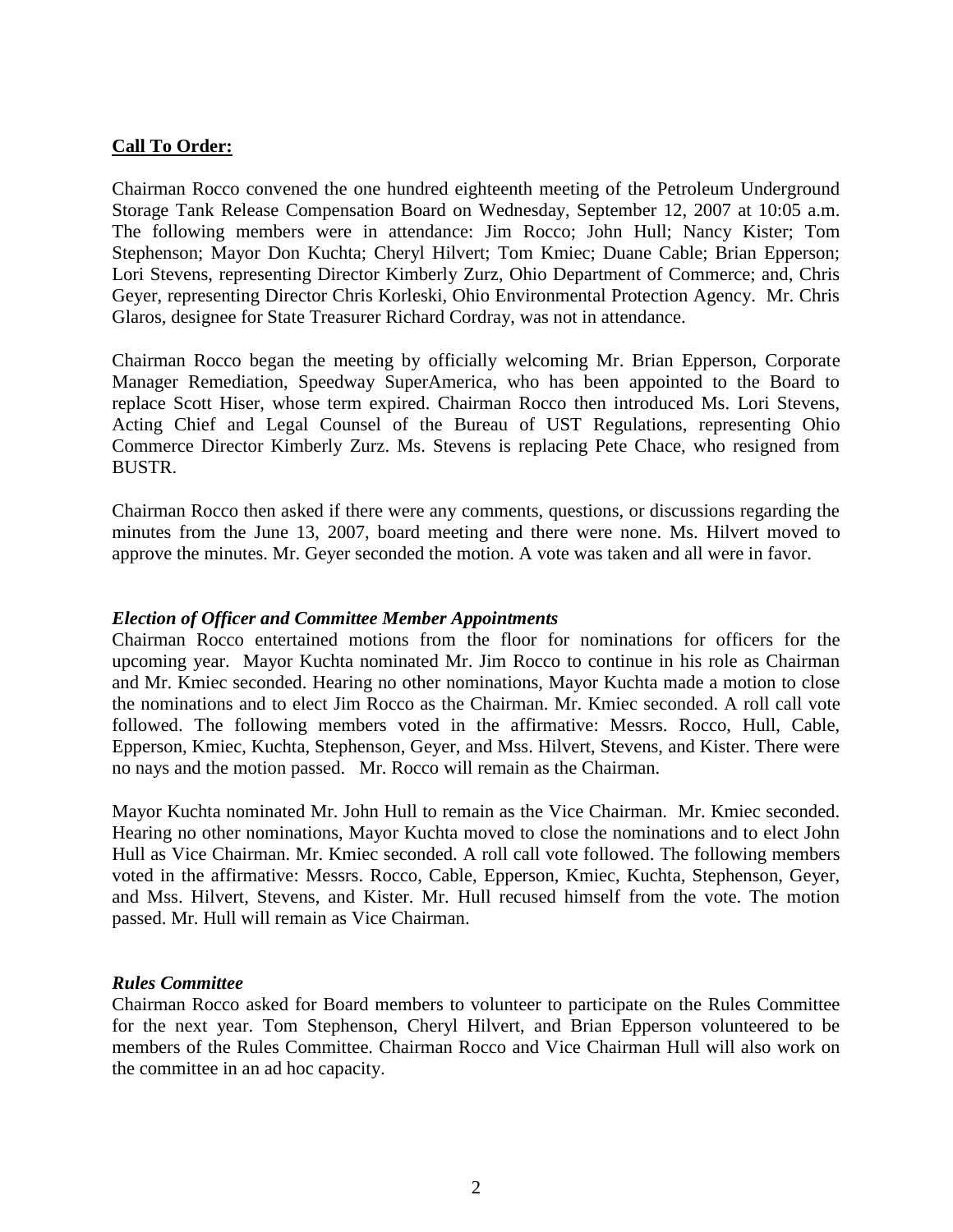## Call To Order:

Chairman Rocco convened the one hundred eighteenth meeting of the Petroleum Underground Storage Tank Release Compensation Board on Wednesday, September 12, 2007 at 10:05 a.m. The following members were in attendance: Jim Rocco; John Hull; Nancy Kister; Tom Stephenson; Mayor Don Kuchta; Cheryl Hilvert; Tom Kmiec; Duane Cable; Brian Epperson; Lori Stevens, representing Director Kimberly Zurz, Ohio Department of Commerce; and, Chris Geyer, representing Director Chris Korleski, Ohio Environmental Protection Agency. Mr. Chris Glaros, designee for State Treasurer Richard Cordray, was not in attendance.

Chairman Rocco began the meeting by officially welcoming Mr. Brian Epperson, Corporate Manager Remediation, Speedway SuperAmerica, who has been appointed to the Board to replace Scott Hiser, whose term expired. Chairman Rocco then introduced Ms. Lori Stevens, Acting Chief and Legal Counsel of the Bureau of UST Regulations, representing Ohio Commerce Director Kimberly Zurz. Ms. Stevens is replacing Pete Chace, who resigned from BUSTR.

Chairman Rocco then asked if there were any comments, questions, or discussions regarding the minutes from the June 13, 2007, board meeting and there were none. Ms. Hilvert moved to approve the minutes. Mr. Geyer seconded the motion. A vote was taken and all were in favor.

### *Election of Officer and Committee Member Appointments*

Chairman Rocco entertained motions from the floor for nominations for officers for the upcoming year. Mayor Kuchta nominated Mr. Jim Rocco to continue in his role as Chairman and Mr. Kmiec seconded. Hearing no other nominations, Mayor Kuchta made a motion to close the nominations and to elect Jim Rocco as the Chairman. Mr. Kmiec seconded. A roll call vote followed. The following members voted in the affirmative: Messrs. Rocco, Hull, Cable, Epperson, Kmiec, Kuchta, Stephenson, Geyer, and Mss. Hilvert, Stevens, and Kister. There were no nays and the motion passed. Mr. Rocco will remain as the Chairman.

Mayor Kuchta nominated Mr. John Hull to remain as the Vice Chairman. Mr. Kmiec seconded. Hearing no other nominations, Mayor Kuchta moved to close the nominations and to elect John Hull as Vice Chairman. Mr. Kmiec seconded. A roll call vote followed. The following members voted in the affirmative: Messrs. Rocco, Cable, Epperson, Kmiec, Kuchta, Stephenson, Geyer, and Mss. Hilvert, Stevens, and Kister. Mr. Hull recused himself from the vote. The motion passed. Mr. Hull will remain as Vice Chairman.

### *Rules Committee*

Chairman Rocco asked for Board members to volunteer to participate on the Rules Committee for the next year. Tom Stephenson, Cheryl Hilvert, and Brian Epperson volunteered to be members of the Rules Committee. Chairman Rocco and Vice Chairman Hull will also work on the committee in an ad hoc capacity.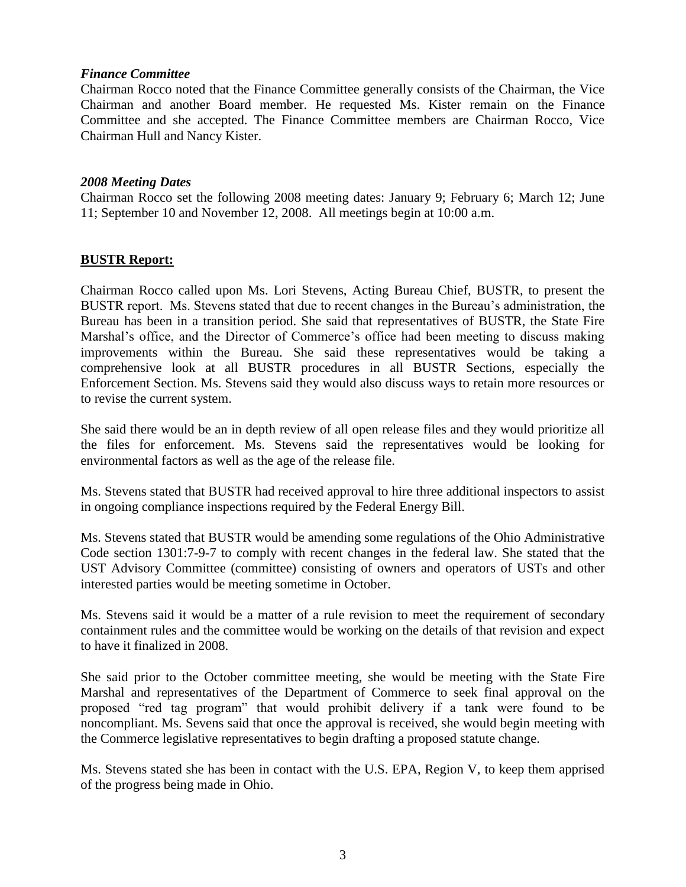### *Finance Committee*

Chairman Rocco noted that the Finance Committee generally consists of the Chairman, the Vice Chairman and another Board member. He requested Ms. Kister remain on the Finance Committee and she accepted. The Finance Committee members are Chairman Rocco, Vice Chairman Hull and Nancy Kister.

### *2008 Meeting Dates*

Chairman Rocco set the following 2008 meeting dates: January 9; February 6; March 12; June 11; September 10 and November 12, 2008. All meetings begin at 10:00 a.m.

## **BUSTR Report:**

Chairman Rocco called upon Ms. Lori Stevens, Acting Bureau Chief, BUSTR, to present the BUSTR report. Ms. Stevens stated that due to recent changes in the Bureau's administration, the Bureau has been in a transition period. She said that representatives of BUSTR, the State Fire Marshal's office, and the Director of Commerce's office had been meeting to discuss making improvements within the Bureau. She said these representatives would be taking a comprehensive look at all BUSTR procedures in all BUSTR Sections, especially the Enforcement Section. Ms. Stevens said they would also discuss ways to retain more resources or to revise the current system.

She said there would be an in depth review of all open release files and they would prioritize all the files for enforcement. Ms. Stevens said the representatives would be looking for environmental factors as well as the age of the release file.

Ms. Stevens stated that BUSTR had received approval to hire three additional inspectors to assist in ongoing compliance inspections required by the Federal Energy Bill.

Ms. Stevens stated that BUSTR would be amending some regulations of the Ohio Administrative Code section 1301:7-9-7 to comply with recent changes in the federal law. She stated that the UST Advisory Committee (committee) consisting of owners and operators of USTs and other interested parties would be meeting sometime in October.

Ms. Stevens said it would be a matter of a rule revision to meet the requirement of secondary containment rules and the committee would be working on the details of that revision and expect to have it finalized in 2008.

She said prior to the October committee meeting, she would be meeting with the State Fire Marshal and representatives of the Department of Commerce to seek final approval on the proposed "red tag program" that would prohibit delivery if a tank were found to be noncompliant. Ms. Sevens said that once the approval is received, she would begin meeting with the Commerce legislative representatives to begin drafting a proposed statute change.

Ms. Stevens stated she has been in contact with the U.S. EPA, Region V, to keep them apprised of the progress being made in Ohio.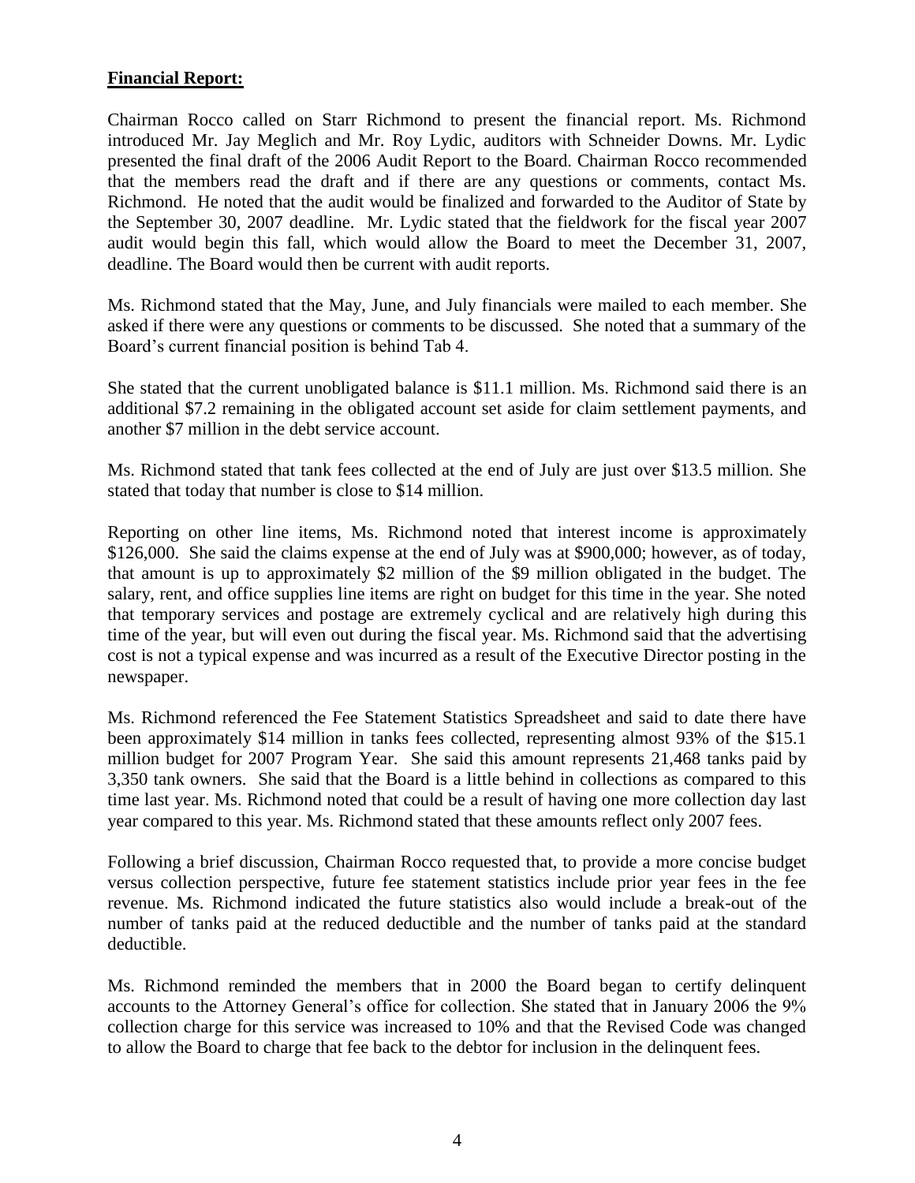**Financial Report:**

Chairman Rocco called on Starr Richmond to present the financial report. Ms. Richmond introduced Mr. Jay Meglich and Mr. Roy Lydic, auditors with Schneider Downs. Mr. Lydic presented the final draft of the 2006 Audit Report to the Board. Chairman Rocco recommended that the members read the draft and if there are any questions or comments, contact Ms. Richmond. He noted that the audit would be finalized and forwarded to the Auditor of State by the September 30, 2007 deadline. Mr. Lydic stated that the fieldwork for the fiscal year 2007 audit would begin this fall, which would allow the Board to meet the December 31, 2007, deadline. The Board would then be current with audit reports.

Ms. Richmond stated that the May, June, and July financials were mailed to each member. She asked if there were any questions or comments to be discussed. She noted that a summary of the Board's current financial position is behind Tab 4.

She stated that the current unobligated balance is $11.1 million. Ms. Richmond said there is an additional $7.2 remaining in the obligated account set aside for claim settlement payments, and another $7 million in the debt service account.

Ms. Richmond stated that tank fees collected at the end of July are just over $13.5 million. She stated that today that number is close to $14 million.

Reporting on other line items, Ms. Richmond noted that interest income is approximately $126,000. She said the claims expense at the end of July was at $900,000; however, as of today, that amount is up to approximately $2 million of the $9 million obligated in the budget. The salary, rent, and office supplies line items are right on budget for this time in the year. She noted that temporary services and postage are extremely cyclical and are relatively high during this time of the year, but will even out during the fiscal year. Ms. Richmond said that the advertising cost is not a typical expense and was incurred as a result of the Executive Director posting in the newspaper.

Ms. Richmond referenced the Fee Statement Statistics Spreadsheet and said to date there have been approximately $14 million in tanks fees collected, representing almost 93% of the $15.1 million budget for 2007 Program Year. She said this amount represents 21,468 tanks paid by 3,350 tank owners. She said that the Board is a little behind in collections as compared to this time last year. Ms. Richmond noted that could be a result of having one more collection day last year compared to this year. Ms. Richmond stated that these amounts reflect only 2007 fees.

Following a brief discussion, Chairman Rocco requested that, to provide a more concise budget versus collection perspective, future fee statement statistics include prior year fees in the fee revenue. Ms. Richmond indicated the future statistics also would include a break-out of the number of tanks paid at the reduced deductible and the number of tanks paid at the standard deductible.

Ms. Richmond reminded the members that in 2000 the Board began to certify delinquent accounts to the Attorney General's office for collection. She stated that in January 2006 the 9% collection charge for this service was increased to 10% and that the Revised Code was changed to allow the Board to charge that fee back to the debtor for inclusion in the delinquent fees.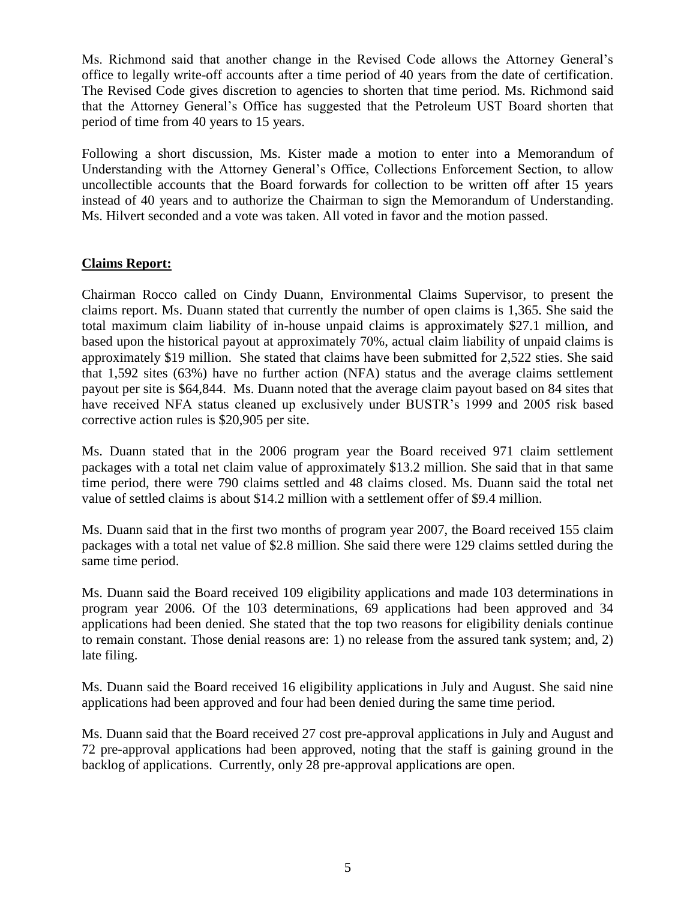Ms. Richmond said that another change in the Revised Code allows the Attorney General's office to legally write-off accounts after a time period of 40 years from the date of certification. The Revised Code gives discretion to agencies to shorten that time period. Ms. Richmond said that the Attorney General's Office has suggested that the Petroleum UST Board shorten that period of time from 40 years to 15 years.

Following a short discussion, Ms. Kister made a motion to enter into a Memorandum of Understanding with the Attorney General's Office, Collections Enforcement Section, to allow uncollectible accounts that the Board forwards for collection to be written off after 15 years instead of 40 years and to authorize the Chairman to sign the Memorandum of Understanding. Ms. Hilvert seconded and a vote was taken. All voted in favor and the motion passed.

**Claims Report:**

Chairman Rocco called on Cindy Duann, Environmental Claims Supervisor, to present the claims report. Ms. Duann stated that currently the number of open claims is 1,365. She said the total maximum claim liability of in-house unpaid claims is approximately $27.1 million, and based upon the historical payout at approximately 70%, actual claim liability of unpaid claims is approximately $19 million. She stated that claims have been submitted for 2,522 sties. She said that 1,592 sites (63%) have no further action (NFA) status and the average claims settlement payout per site is $64,844. Ms. Duann noted that the average claim payout based on 84 sites that have received NFA status cleaned up exclusively under BUSTR's 1999 and 2005 risk based corrective action rules is $20,905 per site.

Ms. Duann stated that in the 2006 program year the Board received 971 claim settlement packages with a total net claim value of approximately $13.2 million. She said that in that same time period, there were 790 claims settled and 48 claims closed. Ms. Duann said the total net value of settled claims is about $14.2 million with a settlement offer of $9.4 million.

Ms. Duann said that in the first two months of program year 2007, the Board received 155 claim packages with a total net value of $2.8 million. She said there were 129 claims settled during the same time period.

Ms. Duann said the Board received 109 eligibility applications and made 103 determinations in program year 2006. Of the 103 determinations, 69 applications had been approved and 34 applications had been denied. She stated that the top two reasons for eligibility denials continue to remain constant. Those denial reasons are: 1) no release from the assured tank system; and, 2) late filing.

Ms. Duann said the Board received 16 eligibility applications in July and August. She said nine applications had been approved and four had been denied during the same time period.

Ms. Duann said that the Board received 27 cost pre-approval applications in July and August and 72 pre-approval applications had been approved, noting that the staff is gaining ground in the backlog of applications. Currently, only 28 pre-approval applications are open.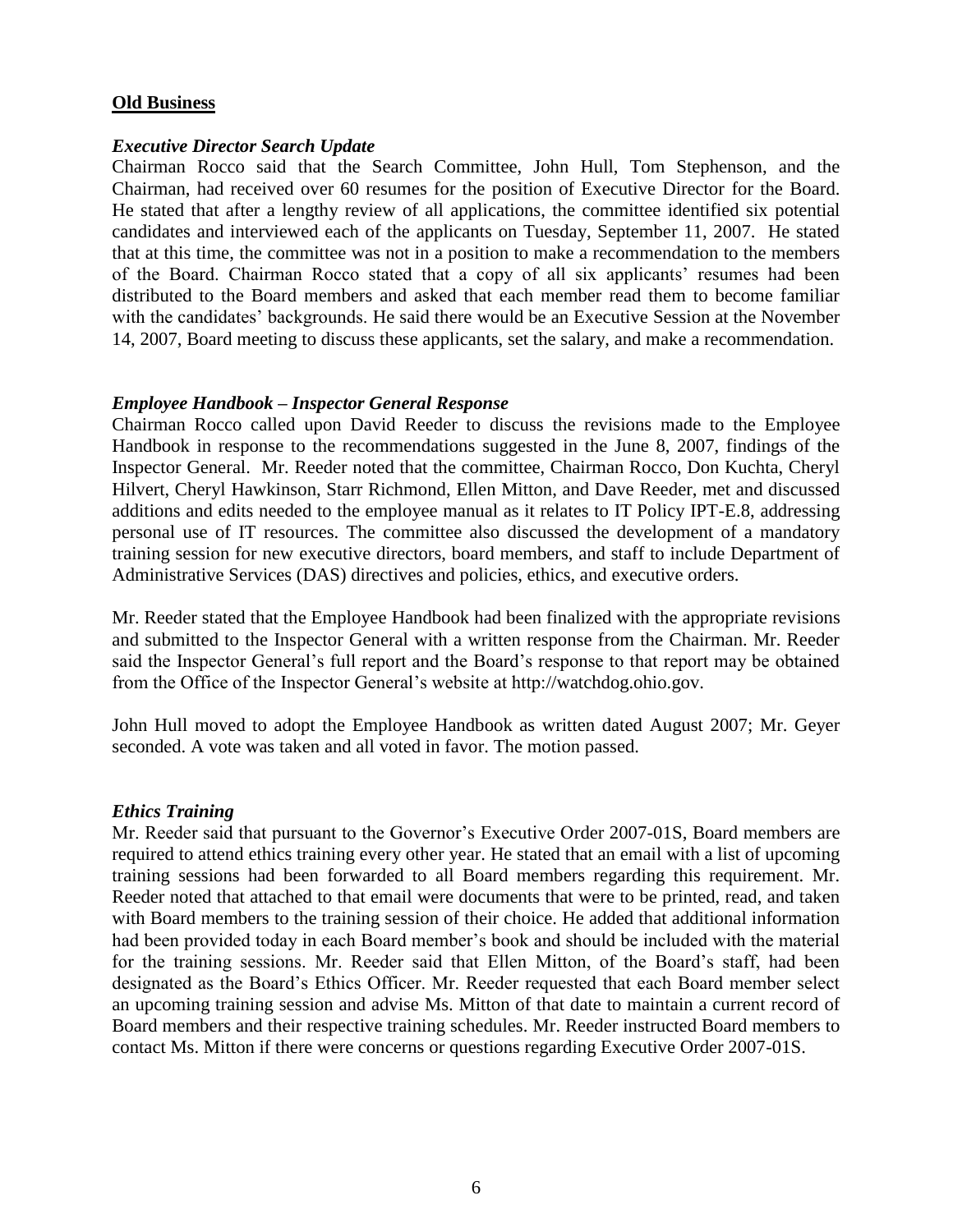**Old Business**

***Executive Director Search Update***

Chairman Rocco said that the Search Committee, John Hull, Tom Stephenson, and the Chairman, had received over 60 resumes for the position of Executive Director for the Board. He stated that after a lengthy review of all applications, the committee identified six potential candidates and interviewed each of the applicants on Tuesday, September 11, 2007. He stated that at this time, the committee was not in a position to make a recommendation to the members of the Board. Chairman Rocco stated that a copy of all six applicants' resumes had been distributed to the Board members and asked that each member read them to become familiar with the candidates' backgrounds. He said there would be an Executive Session at the November 14, 2007, Board meeting to discuss these applicants, set the salary, and make a recommendation.

***Employee Handbook – Inspector General Response***

Chairman Rocco called upon David Reeder to discuss the revisions made to the Employee Handbook in response to the recommendations suggested in the June 8, 2007, findings of the Inspector General. Mr. Reeder noted that the committee, Chairman Rocco, Don Kuchta, Cheryl Hilvert, Cheryl Hawkinson, Starr Richmond, Ellen Mitton, and Dave Reeder, met and discussed additions and edits needed to the employee manual as it relates to IT Policy IPT-E.8, addressing personal use of IT resources. The committee also discussed the development of a mandatory training session for new executive directors, board members, and staff to include Department of Administrative Services (DAS) directives and policies, ethics, and executive orders.

Mr. Reeder stated that the Employee Handbook had been finalized with the appropriate revisions and submitted to the Inspector General with a written response from the Chairman. Mr. Reeder said the Inspector General's full report and the Board's response to that report may be obtained from the Office of the Inspector General's website at http://watchdog.ohio.gov.

John Hull moved to adopt the Employee Handbook as written dated August 2007; Mr. Geyer seconded. A vote was taken and all voted in favor. The motion passed.

***Ethics Training***

Mr. Reeder said that pursuant to the Governor's Executive Order 2007-01S, Board members are required to attend ethics training every other year. He stated that an email with a list of upcoming training sessions had been forwarded to all Board members regarding this requirement. Mr. Reeder noted that attached to that email were documents that were to be printed, read, and taken with Board members to the training session of their choice. He added that additional information had been provided today in each Board member's book and should be included with the material for the training sessions. Mr. Reeder said that Ellen Mitton, of the Board's staff, had been designated as the Board's Ethics Officer. Mr. Reeder requested that each Board member select an upcoming training session and advise Ms. Mitton of that date to maintain a current record of Board members and their respective training schedules. Mr. Reeder instructed Board members to contact Ms. Mitton if there were concerns or questions regarding Executive Order 2007-01S.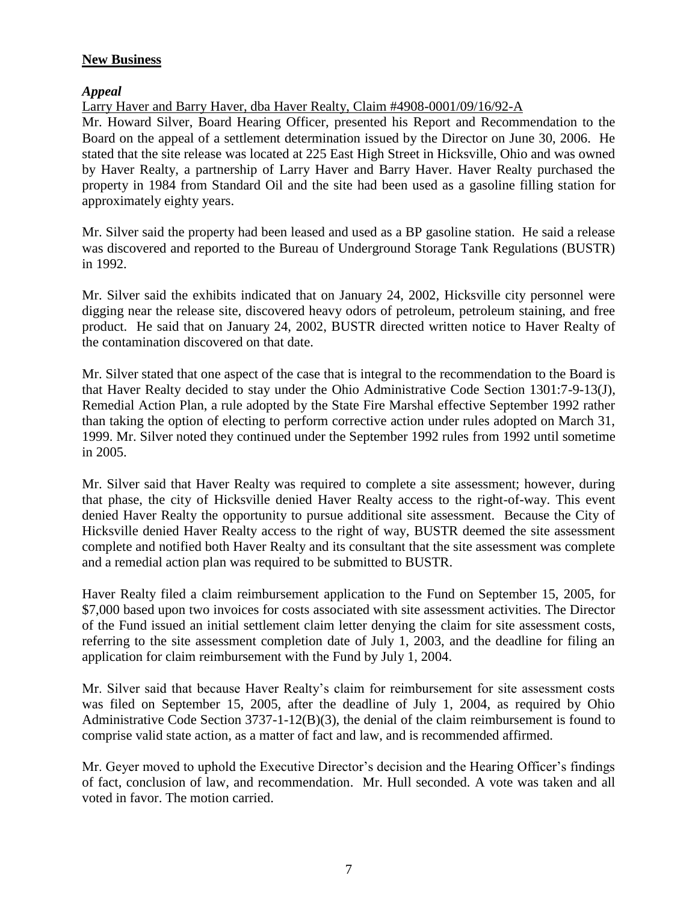## New Business

### *Appeal*

Larry Haver and Barry Haver, dba Haver Realty, Claim #4908-0001/09/16/92-A

Mr. Howard Silver, Board Hearing Officer, presented his Report and Recommendation to the Board on the appeal of a settlement determination issued by the Director on June 30, 2006. He stated that the site release was located at 225 East High Street in Hicksville, Ohio and was owned by Haver Realty, a partnership of Larry Haver and Barry Haver. Haver Realty purchased the property in 1984 from Standard Oil and the site had been used as a gasoline filling station for approximately eighty years.

Mr. Silver said the property had been leased and used as a BP gasoline station. He said a release was discovered and reported to the Bureau of Underground Storage Tank Regulations (BUSTR) in 1992.

Mr. Silver said the exhibits indicated that on January 24, 2002, Hicksville city personnel were digging near the release site, discovered heavy odors of petroleum, petroleum staining, and free product. He said that on January 24, 2002, BUSTR directed written notice to Haver Realty of the contamination discovered on that date.

Mr. Silver stated that one aspect of the case that is integral to the recommendation to the Board is that Haver Realty decided to stay under the Ohio Administrative Code Section 1301:7-9-13(J), Remedial Action Plan, a rule adopted by the State Fire Marshal effective September 1992 rather than taking the option of electing to perform corrective action under rules adopted on March 31, 1999. Mr. Silver noted they continued under the September 1992 rules from 1992 until sometime in 2005.

Mr. Silver said that Haver Realty was required to complete a site assessment; however, during that phase, the city of Hicksville denied Haver Realty access to the right-of-way. This event denied Haver Realty the opportunity to pursue additional site assessment. Because the City of Hicksville denied Haver Realty access to the right of way, BUSTR deemed the site assessment complete and notified both Haver Realty and its consultant that the site assessment was complete and a remedial action plan was required to be submitted to BUSTR.

Haver Realty filed a claim reimbursement application to the Fund on September 15, 2005, for $7,000 based upon two invoices for costs associated with site assessment activities. The Director of the Fund issued an initial settlement claim letter denying the claim for site assessment costs, referring to the site assessment completion date of July 1, 2003, and the deadline for filing an application for claim reimbursement with the Fund by July 1, 2004.

Mr. Silver said that because Haver Realty's claim for reimbursement for site assessment costs was filed on September 15, 2005, after the deadline of July 1, 2004, as required by Ohio Administrative Code Section 3737-1-12(B)(3), the denial of the claim reimbursement is found to comprise valid state action, as a matter of fact and law, and is recommended affirmed.

Mr. Geyer moved to uphold the Executive Director's decision and the Hearing Officer's findings of fact, conclusion of law, and recommendation. Mr. Hull seconded. A vote was taken and all voted in favor. The motion carried.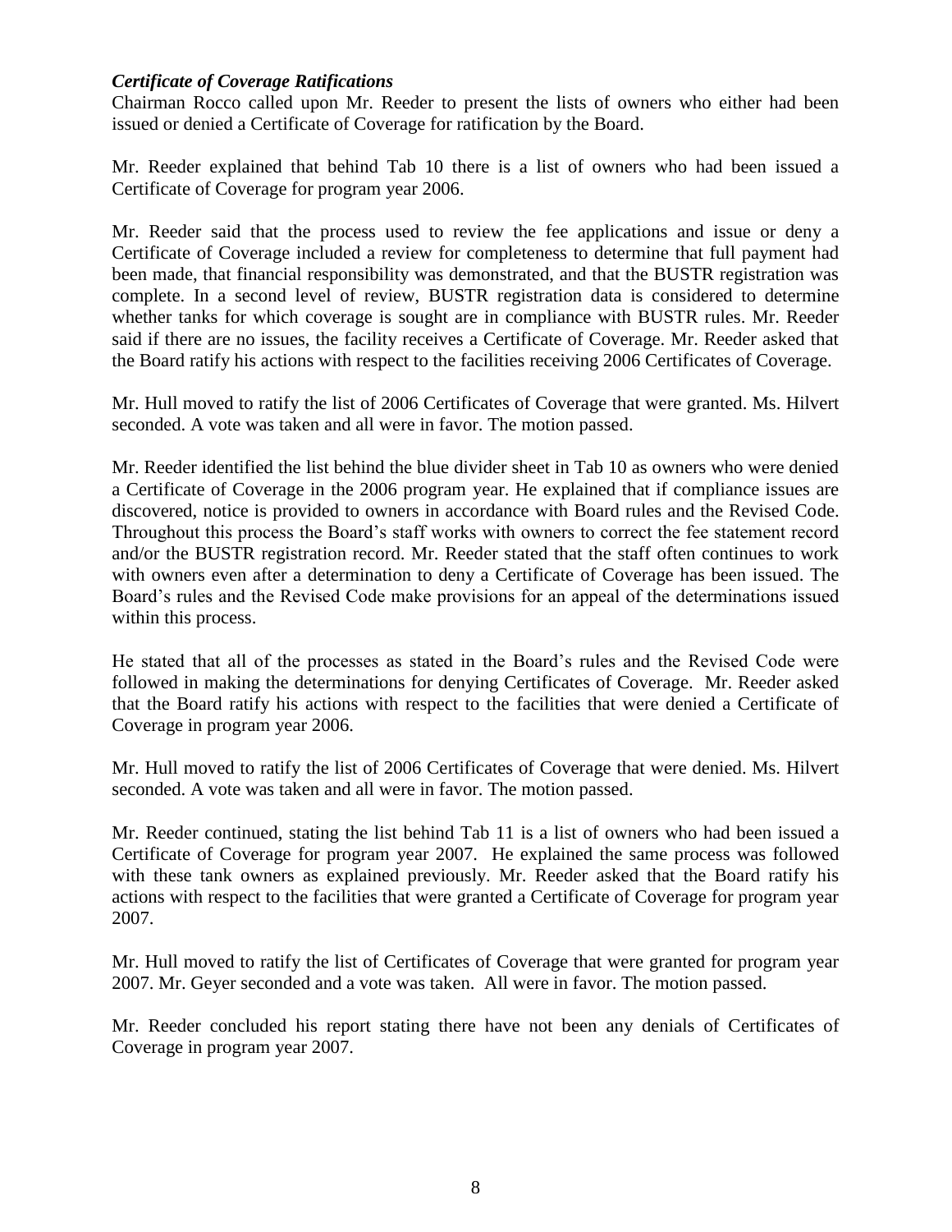### *Certificate of Coverage Ratifications*

Chairman Rocco called upon Mr. Reeder to present the lists of owners who either had been issued or denied a Certificate of Coverage for ratification by the Board.

Mr. Reeder explained that behind Tab 10 there is a list of owners who had been issued a Certificate of Coverage for program year 2006.

Mr. Reeder said that the process used to review the fee applications and issue or deny a Certificate of Coverage included a review for completeness to determine that full payment had been made, that financial responsibility was demonstrated, and that the BUSTR registration was complete. In a second level of review, BUSTR registration data is considered to determine whether tanks for which coverage is sought are in compliance with BUSTR rules. Mr. Reeder said if there are no issues, the facility receives a Certificate of Coverage. Mr. Reeder asked that the Board ratify his actions with respect to the facilities receiving 2006 Certificates of Coverage.

Mr. Hull moved to ratify the list of 2006 Certificates of Coverage that were granted. Ms. Hilvert seconded. A vote was taken and all were in favor. The motion passed.

Mr. Reeder identified the list behind the blue divider sheet in Tab 10 as owners who were denied a Certificate of Coverage in the 2006 program year. He explained that if compliance issues are discovered, notice is provided to owners in accordance with Board rules and the Revised Code. Throughout this process the Board's staff works with owners to correct the fee statement record and/or the BUSTR registration record. Mr. Reeder stated that the staff often continues to work with owners even after a determination to deny a Certificate of Coverage has been issued. The Board's rules and the Revised Code make provisions for an appeal of the determinations issued within this process.

He stated that all of the processes as stated in the Board's rules and the Revised Code were followed in making the determinations for denying Certificates of Coverage. Mr. Reeder asked that the Board ratify his actions with respect to the facilities that were denied a Certificate of Coverage in program year 2006.

Mr. Hull moved to ratify the list of 2006 Certificates of Coverage that were denied. Ms. Hilvert seconded. A vote was taken and all were in favor. The motion passed.

Mr. Reeder continued, stating the list behind Tab 11 is a list of owners who had been issued a Certificate of Coverage for program year 2007. He explained the same process was followed with these tank owners as explained previously. Mr. Reeder asked that the Board ratify his actions with respect to the facilities that were granted a Certificate of Coverage for program year 2007.

Mr. Hull moved to ratify the list of Certificates of Coverage that were granted for program year 2007. Mr. Geyer seconded and a vote was taken. All were in favor. The motion passed.

Mr. Reeder concluded his report stating there have not been any denials of Certificates of Coverage in program year 2007.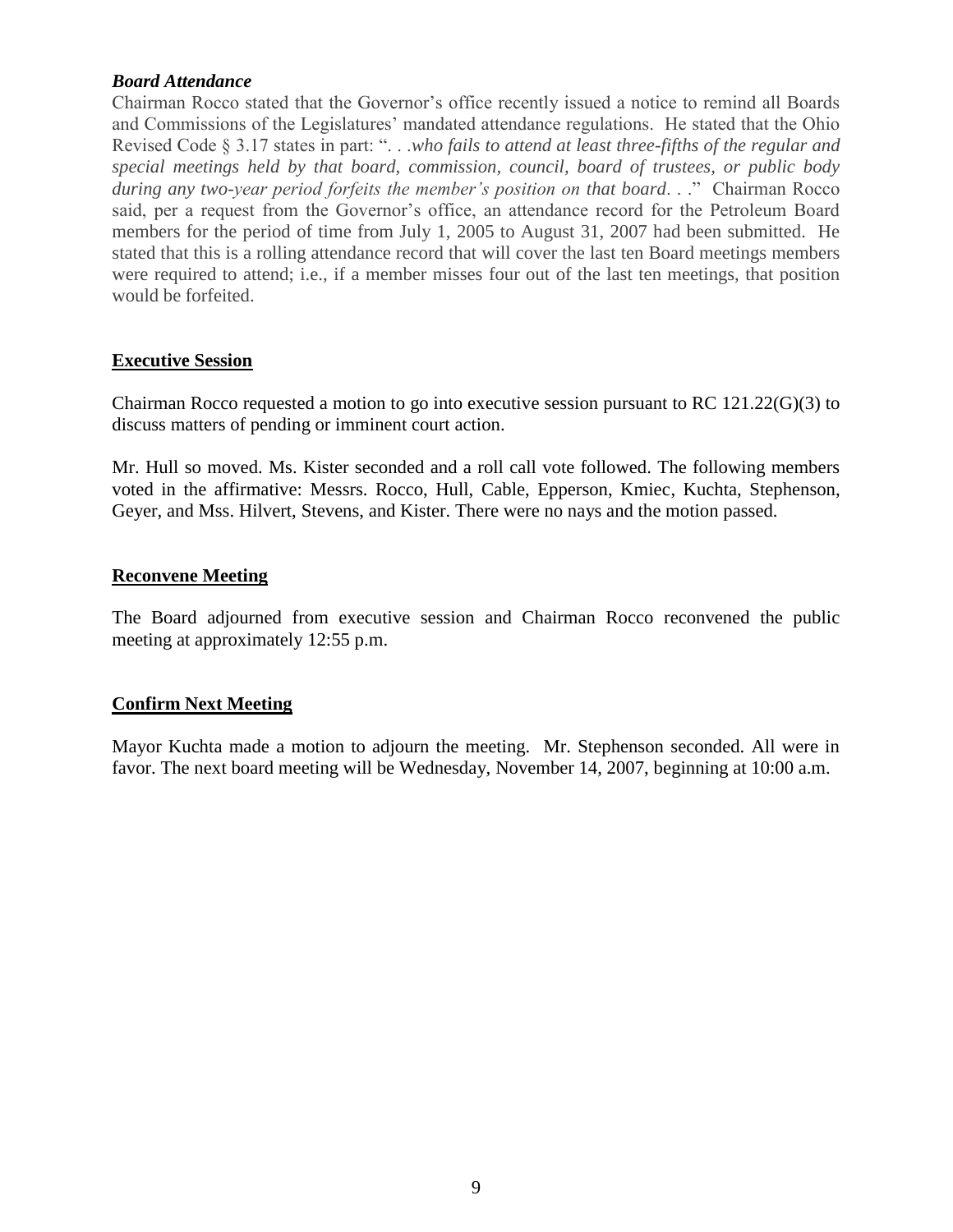### *Board Attendance*

Chairman Rocco stated that the Governor's office recently issued a notice to remind all Boards and Commissions of the Legislatures' mandated attendance regulations. He stated that the Ohio Revised Code § 3.17 states in part: ". . .*who fails to attend at least three-fifths of the regular and special meetings held by that board, commission, council, board of trustees, or public body during any two-year period forfeits the member's position on that board*. . ." Chairman Rocco said, per a request from the Governor's office, an attendance record for the Petroleum Board members for the period of time from July 1, 2005 to August 31, 2007 had been submitted. He stated that this is a rolling attendance record that will cover the last ten Board meetings members were required to attend; i.e., if a member misses four out of the last ten meetings, that position would be forfeited.

## Executive Session

Chairman Rocco requested a motion to go into executive session pursuant to RC 121.22(G)(3) to discuss matters of pending or imminent court action.

Mr. Hull so moved. Ms. Kister seconded and a roll call vote followed. The following members voted in the affirmative: Messrs. Rocco, Hull, Cable, Epperson, Kmiec, Kuchta, Stephenson, Geyer, and Mss. Hilvert, Stevens, and Kister. There were no nays and the motion passed.

## Reconvene Meeting

The Board adjourned from executive session and Chairman Rocco reconvened the public meeting at approximately 12:55 p.m.

## Confirm Next Meeting

Mayor Kuchta made a motion to adjourn the meeting. Mr. Stephenson seconded. All were in favor. The next board meeting will be Wednesday, November 14, 2007, beginning at 10:00 a.m.